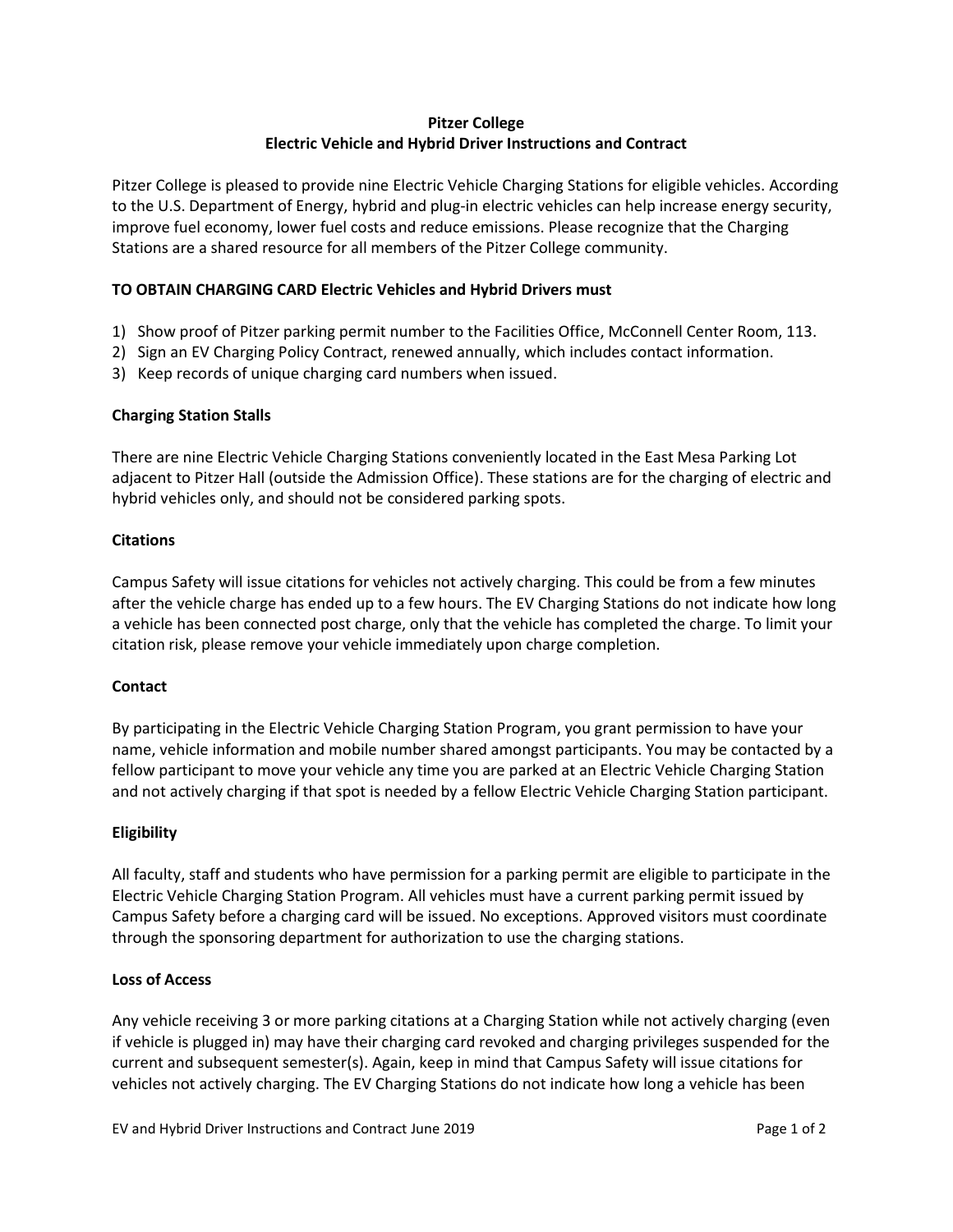# Pitzer College
## Electric Vehicle and Hybrid Driver Instructions and Contract

Pitzer College is pleased to provide nine Electric Vehicle Charging Stations for eligible vehicles. According to the U.S. Department of Energy, hybrid and plug-in electric vehicles can help increase energy security, improve fuel economy, lower fuel costs and reduce emissions. Please recognize that the Charging Stations are a shared resource for all members of the Pitzer College community.

**TO OBTAIN CHARGING CARD Electric Vehicles and Hybrid Drivers must**

1) Show proof of Pitzer parking permit number to the Facilities Office, McConnell Center Room, 113.
2) Sign an EV Charging Policy Contract, renewed annually, which includes contact information.
3) Keep records of unique charging card numbers when issued.

**Charging Station Stalls**

There are nine Electric Vehicle Charging Stations conveniently located in the East Mesa Parking Lot adjacent to Pitzer Hall (outside the Admission Office). These stations are for the charging of electric and hybrid vehicles only, and should not be considered parking spots.

**Citations**

Campus Safety will issue citations for vehicles not actively charging. This could be from a few minutes after the vehicle charge has ended up to a few hours. The EV Charging Stations do not indicate how long a vehicle has been connected post charge, only that the vehicle has completed the charge. To limit your citation risk, please remove your vehicle immediately upon charge completion.

**Contact**

By participating in the Electric Vehicle Charging Station Program, you grant permission to have your name, vehicle information and mobile number shared amongst participants. You may be contacted by a fellow participant to move your vehicle any time you are parked at an Electric Vehicle Charging Station and not actively charging if that spot is needed by a fellow Electric Vehicle Charging Station participant.

**Eligibility**

All faculty, staff and students who have permission for a parking permit are eligible to participate in the Electric Vehicle Charging Station Program. All vehicles must have a current parking permit issued by Campus Safety before a charging card will be issued. No exceptions. Approved visitors must coordinate through the sponsoring department for authorization to use the charging stations.

**Loss of Access**

Any vehicle receiving 3 or more parking citations at a Charging Station while not actively charging (even if vehicle is plugged in) may have their charging card revoked and charging privileges suspended for the current and subsequent semester(s). Again, keep in mind that Campus Safety will issue citations for vehicles not actively charging. The EV Charging Stations do not indicate how long a vehicle has been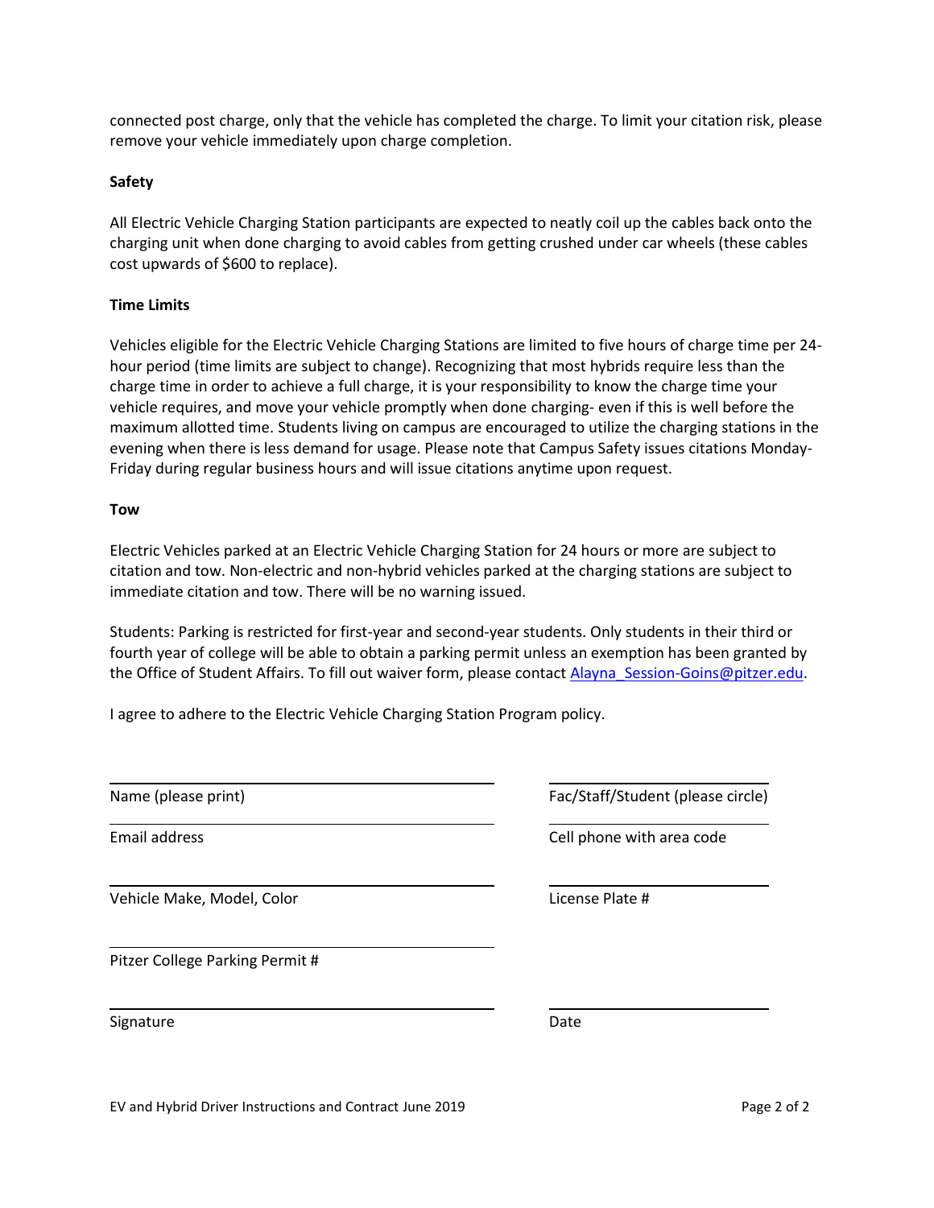connected post charge, only that the vehicle has completed the charge. To limit your citation risk, please remove your vehicle immediately upon charge completion.

**Safety**

All Electric Vehicle Charging Station participants are expected to neatly coil up the cables back onto the charging unit when done charging to avoid cables from getting crushed under car wheels (these cables cost upwards of $600 to replace).

**Time Limits**

Vehicles eligible for the Electric Vehicle Charging Stations are limited to five hours of charge time per 24-hour period (time limits are subject to change). Recognizing that most hybrids require less than the charge time in order to achieve a full charge, it is your responsibility to know the charge time your vehicle requires, and move your vehicle promptly when done charging- even if this is well before the maximum allotted time. Students living on campus are encouraged to utilize the charging stations in the evening when there is less demand for usage. Please note that Campus Safety issues citations Monday-Friday during regular business hours and will issue citations anytime upon request.

**Tow**

Electric Vehicles parked at an Electric Vehicle Charging Station for 24 hours or more are subject to citation and tow. Non-electric and non-hybrid vehicles parked at the charging stations are subject to immediate citation and tow. There will be no warning issued.

Students: Parking is restricted for first-year and second-year students. Only students in their third or fourth year of college will be able to obtain a parking permit unless an exemption has been granted by the Office of Student Affairs. To fill out waiver form, please contact Alayna_Session-Goins@pitzer.edu.

I agree to adhere to the Electric Vehicle Charging Station Program policy.

______________________________ ______________________________

Name (please print) Fac/Staff/Student (please circle)

______________________________ ______________________________

Email address Cell phone with area code

______________________________ ______________________________

Vehicle Make, Model, Color License Plate #

______________________________

Pitzer College Parking Permit #

______________________________ ______________________________

Signature Date

EV and Hybrid Driver Instructions and Contract June 2019